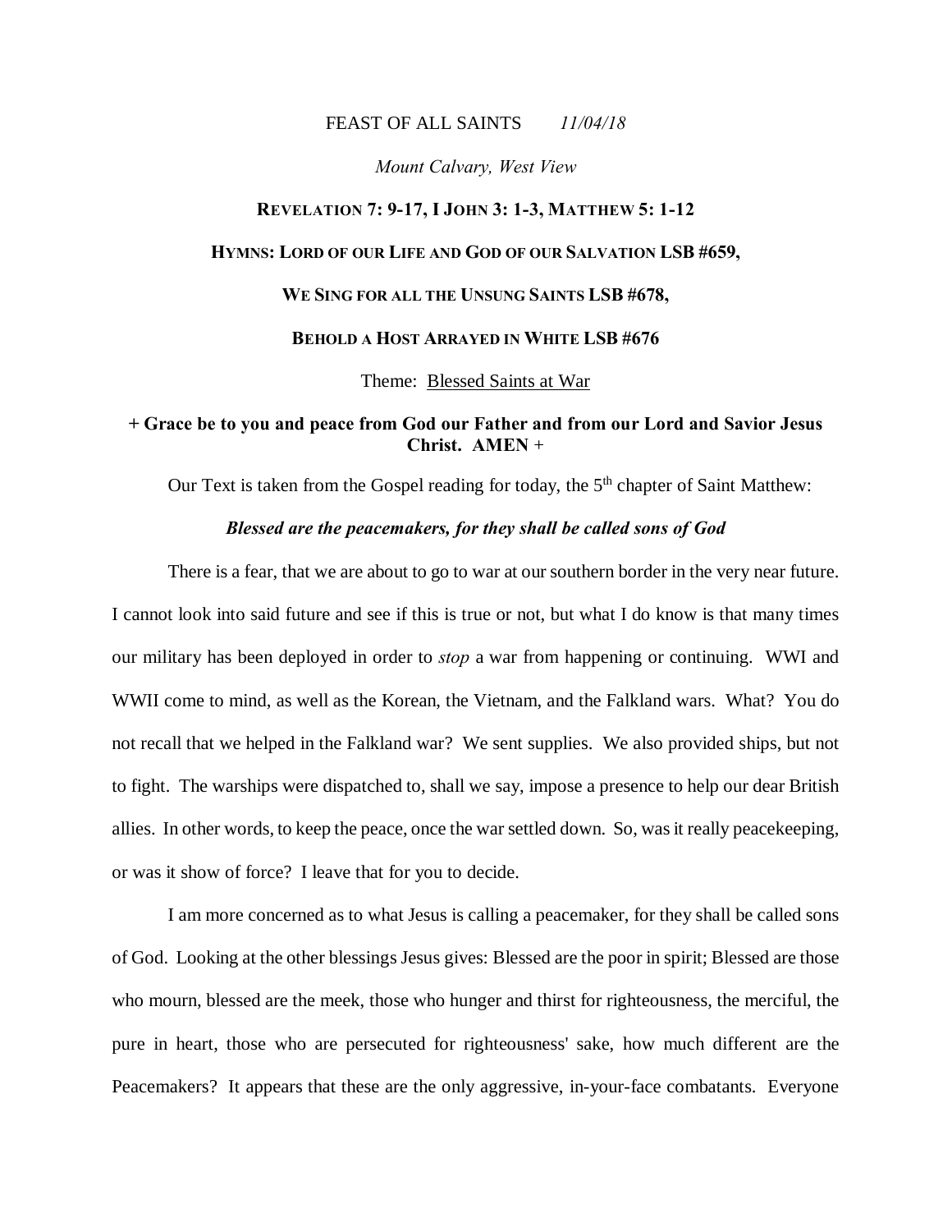FEAST OF ALL SAINTS *11/04/18*

*Mount Calvary, West View*

**REVELATION 7: 9-17, I JOHN 3: 1-3, MATTHEW 5: 1-12**

**HYMNS: LORD OF OUR LIFE AND GOD OF OUR SALVATION LSB #659,**

**WE SING FOR ALL THE UNSUNG SAINTS LSB #678,**

**BEHOLD A HOST ARRAYED IN WHITE LSB #676**

Theme: Blessed Saints at War

**+ Grace be to you and peace from God our Father and from our Lord and Savior Jesus Christ. AMEN** +

Our Text is taken from the Gospel reading for today, the 5th chapter of Saint Matthew:

***Blessed are the peacemakers, for they shall be called sons of God***

There is a fear, that we are about to go to war at our southern border in the very near future. I cannot look into said future and see if this is true or not, but what I do know is that many times our military has been deployed in order to *stop* a war from happening or continuing. WWI and WWII come to mind, as well as the Korean, the Vietnam, and the Falkland wars. What? You do not recall that we helped in the Falkland war? We sent supplies. We also provided ships, but not to fight. The warships were dispatched to, shall we say, impose a presence to help our dear British allies. In other words, to keep the peace, once the war settled down. So, was it really peacekeeping, or was it show of force? I leave that for you to decide.

I am more concerned as to what Jesus is calling a peacemaker, for they shall be called sons of God. Looking at the other blessings Jesus gives: Blessed are the poor in spirit; Blessed are those who mourn, blessed are the meek, those who hunger and thirst for righteousness, the merciful, the pure in heart, those who are persecuted for righteousness' sake, how much different are the Peacemakers? It appears that these are the only aggressive, in-your-face combatants. Everyone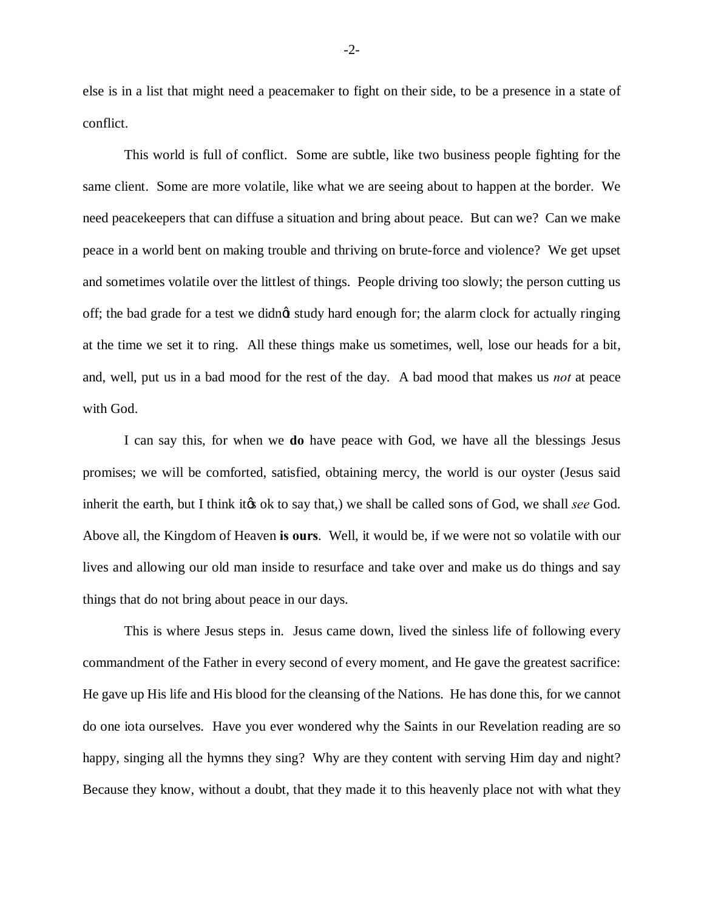else is in a list that might need a peacemaker to fight on their side, to be a presence in a state of conflict.

This world is full of conflict. Some are subtle, like two business people fighting for the same client. Some are more volatile, like what we are seeing about to happen at the border. We need peacekeepers that can diffuse a situation and bring about peace. But can we? Can we make peace in a world bent on making trouble and thriving on brute-force and violence? We get upset and sometimes volatile over the littlest of things. People driving too slowly; the person cutting us off; the bad grade for a test we didnøt study hard enough for; the alarm clock for actually ringing at the time we set it to ring. All these things make us sometimes, well, lose our heads for a bit, and, well, put us in a bad mood for the rest of the day. A bad mood that makes us *not* at peace with God.

I can say this, for when we **do** have peace with God, we have all the blessings Jesus promises; we will be comforted, satisfied, obtaining mercy, the world is our oyster (Jesus said inherit the earth, but I think itøs ok to say that,) we shall be called sons of God, we shall *see* God. Above all, the Kingdom of Heaven **is ours**. Well, it would be, if we were not so volatile with our lives and allowing our old man inside to resurface and take over and make us do things and say things that do not bring about peace in our days.

This is where Jesus steps in. Jesus came down, lived the sinless life of following every commandment of the Father in every second of every moment, and He gave the greatest sacrifice: He gave up His life and His blood for the cleansing of the Nations. He has done this, for we cannot do one iota ourselves. Have you ever wondered why the Saints in our Revelation reading are so happy, singing all the hymns they sing? Why are they content with serving Him day and night? Because they know, without a doubt, that they made it to this heavenly place not with what they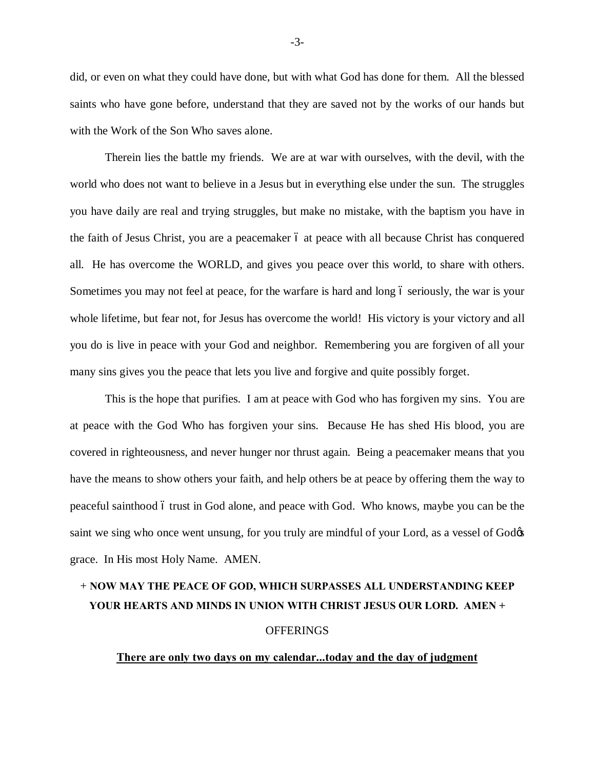did, or even on what they could have done, but with what God has done for them. All the blessed saints who have gone before, understand that they are saved not by the works of our hands but with the Work of the Son Who saves alone.

Therein lies the battle my friends. We are at war with ourselves, with the devil, with the world who does not want to believe in a Jesus but in everything else under the sun. The struggles you have daily are real and trying struggles, but make no mistake, with the baptism you have in the faith of Jesus Christ, you are a peacemaker – at peace with all because Christ has conquered all. He has overcome the WORLD, and gives you peace over this world, to share with others. Sometimes you may not feel at peace, for the warfare is hard and long – seriously, the war is your whole lifetime, but fear not, for Jesus has overcome the world! His victory is your victory and all you do is live in peace with your God and neighbor. Remembering you are forgiven of all your many sins gives you the peace that lets you live and forgive and quite possibly forget.

This is the hope that purifies. I am at peace with God who has forgiven my sins. You are at peace with the God Who has forgiven your sins. Because He has shed His blood, you are covered in righteousness, and never hunger nor thrust again. Being a peacemaker means that you have the means to show others your faith, and help others be at peace by offering them the way to peaceful sainthood – trust in God alone, and peace with God. Who knows, maybe you can be the saint we sing who once went unsung, for you truly are mindful of your Lord, as a vessel of God's grace. In His most Holy Name. AMEN.

**+ NOW MAY THE PEACE OF GOD, WHICH SURPASSES ALL UNDERSTANDING KEEP YOUR HEARTS AND MINDS IN UNION WITH CHRIST JESUS OUR LORD. AMEN +**

OFFERINGS

**<u>There are only two days on my calendar...today and the day of judgment</u>**